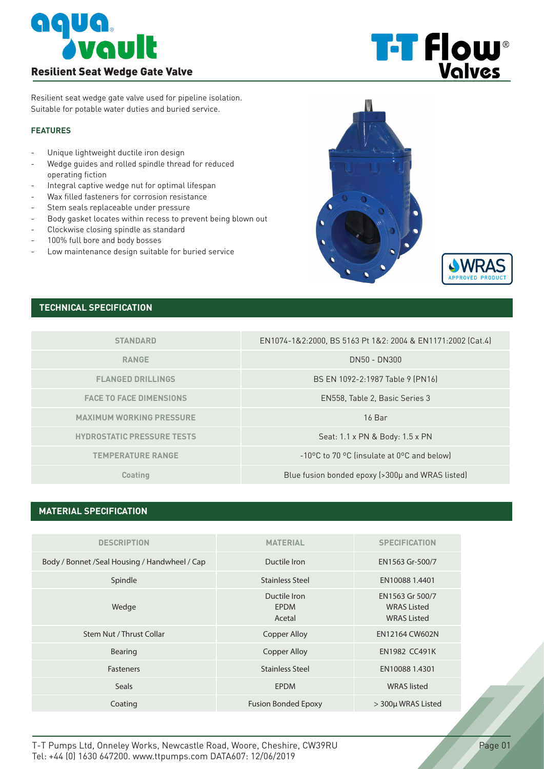# Resilient Seat Wedge Gate Valve

Resilient seat wedge gate valve used for pipeline isolation.
Suitable for potable water duties and buried service.

## FEATURES

- Unique lightweight ductile iron design
- Wedge guides and rolled spindle thread for reduced operating fiction
- Integral captive wedge nut for optimal lifespan
- Wax filled fasteners for corrosion resistance
- Stem seals replaceable under pressure
- Body gasket locates within recess to prevent being blown out
- Clockwise closing spindle as standard
- 100% full bore and body bosses
- Low maintenance design suitable for buried service

## TECHNICAL SPECIFICATION

| | |
|---|---|
| STANDARD | EN1074-1&2:2000, BS 5163 Pt 1&2: 2004 & EN1171:2002 (Cat.4) |
| RANGE | DN50 - DN300 |
| FLANGED DRILLINGS | BS EN 1092-2:1987 Table 9 (PN16) |
| FACE TO FACE DIMENSIONS | EN558, Table 2, Basic Series 3 |
| MAXIMUM WORKING PRESSURE | 16 Bar |
| HYDROSTATIC PRESSURE TESTS | Seat: 1.1 x PN & Body: 1.5 x PN |
| TEMPERATURE RANGE | -10ºC to 70 ºC (insulate at 0ºC and below) |
| Coating | Blue fusion bonded epoxy (>300µ and WRAS listed) |

## MATERIAL SPECIFICATION

| DESCRIPTION | MATERIAL | SPECIFICATION |
|---|---|---|
| Body / Bonnet /Seal Housing / Handwheel / Cap | Ductile Iron | EN1563 Gr-500/7 |
| Spindle | Stainless Steel | EN10088 1.4401 |
| Wedge | Ductile Iron<br>EPDM<br>Acetal | EN1563 Gr 500/7<br>WRAS Listed<br>WRAS Listed |
| Stem Nut / Thrust Collar | Copper Alloy | EN12164 CW602N |
| Bearing | Copper Alloy | EN1982 CC491K |
| Fasteners | Stainless Steel | EN10088 1.4301 |
| Seals | EPDM | WRAS listed |
| Coating | Fusion Bonded Epoxy | > 300µ WRAS Listed |

T-T Pumps Ltd, Onneley Works, Newcastle Road, Woore, Cheshire, CW39RU
Tel: +44 (0) 1630 647200. www.ttpumps.com DATA607: 12/06/2019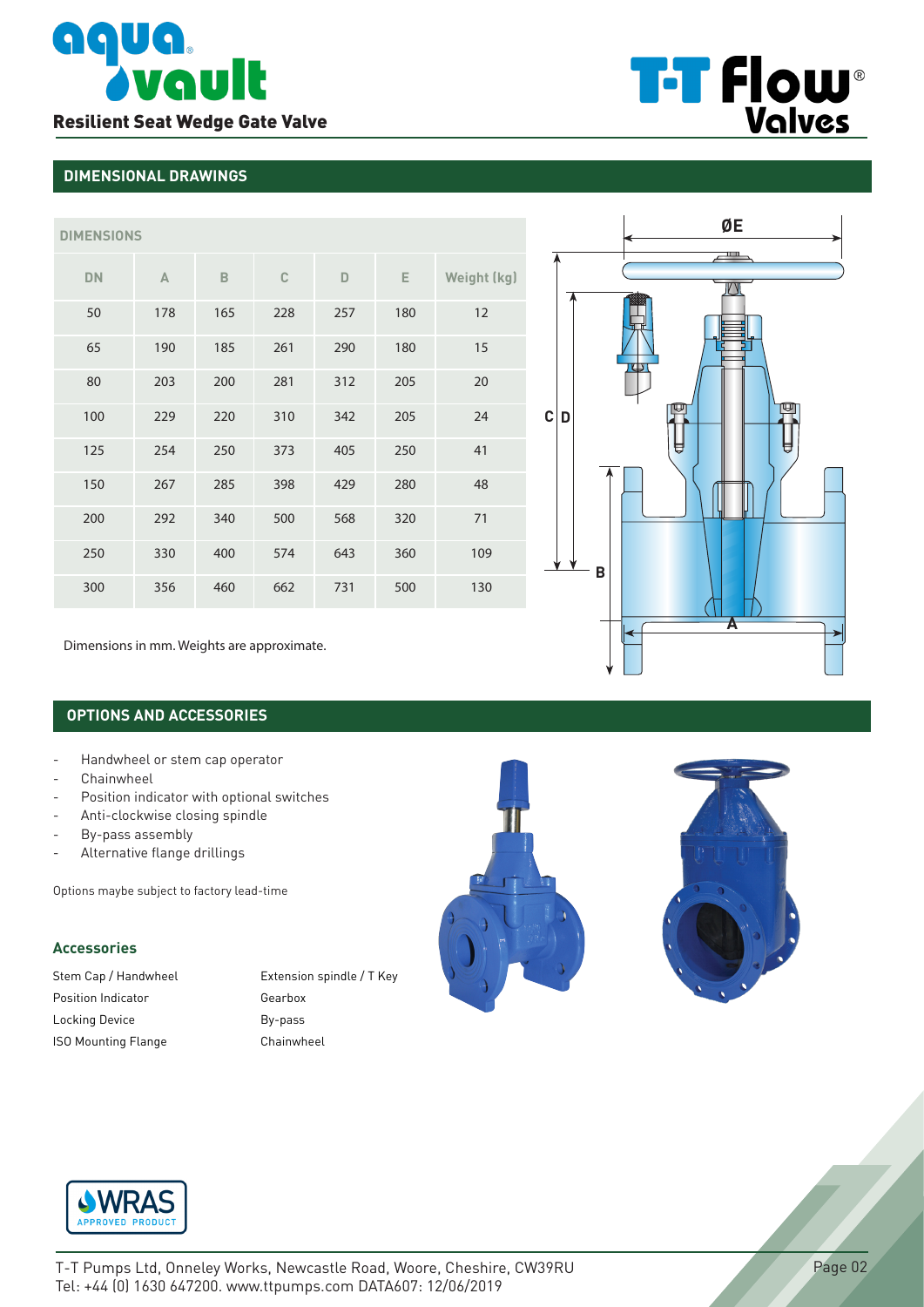# Resilient Seat Wedge Gate Valve

## DIMENSIONAL DRAWINGS

**DIMENSIONS**

| DN | A | B | C | D | E | Weight (kg) |
|---|---|---|---|---|---|---|
| 50 | 178 | 165 | 228 | 257 | 180 | 12 |
| 65 | 190 | 185 | 261 | 290 | 180 | 15 |
| 80 | 203 | 200 | 281 | 312 | 205 | 20 |
| 100 | 229 | 220 | 310 | 342 | 205 | 24 |
| 125 | 254 | 250 | 373 | 405 | 250 | 41 |
| 150 | 267 | 285 | 398 | 429 | 280 | 48 |
| 200 | 292 | 340 | 500 | 568 | 320 | 71 |
| 250 | 330 | 400 | 574 | 643 | 360 | 109 |
| 300 | 356 | 460 | 662 | 731 | 500 | 130 |

Dimensions in mm. Weights are approximate.

ØE

C D

B

A

## OPTIONS AND ACCESSORIES

- Handwheel or stem cap operator
- Chainwheel
- Position indicator with optional switches
- Anti-clockwise closing spindle
- By-pass assembly
- Alternative flange drillings

Options maybe subject to factory lead-time

### Accessories

| | |
|---|---|
| Stem Cap / Handwheel | Extension spindle / T Key |
| Position Indicator | Gearbox |
| Locking Device | By-pass |
| ISO Mounting Flange | Chainwheel |

WRAS APPROVED PRODUCT

T-T Pumps Ltd, Onneley Works, Newcastle Road, Woore, Cheshire, CW39RU
Tel: +44 (0) 1630 647200. www.ttpumps.com DATA607: 12/06/2019